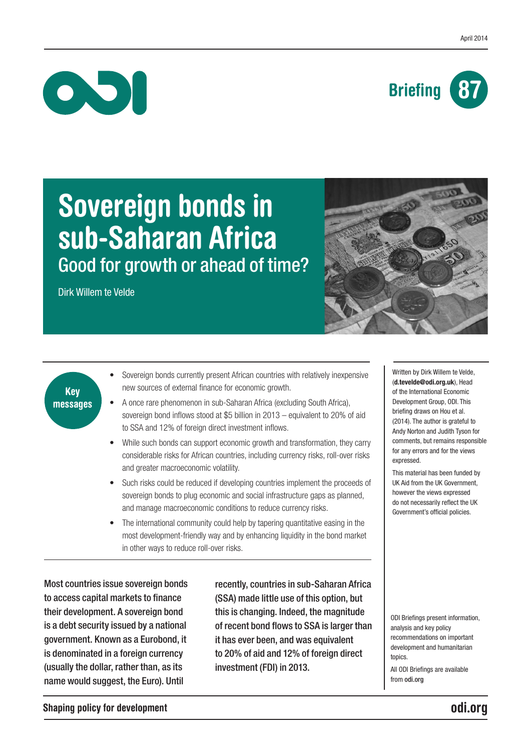April 2014

Briefing 87

# Sovereign bonds in sub-Saharan Africa

## Good for growth or ahead of time?

Dirk Willem te Velde

### Key messages

- Sovereign bonds currently present African countries with relatively inexpensive new sources of external finance for economic growth.
- A once rare phenomenon in sub-Saharan Africa (excluding South Africa), sovereign bond inflows stood at $5 billion in 2013 – equivalent to 20% of aid to SSA and 12% of foreign direct investment inflows.
- While such bonds can support economic growth and transformation, they carry considerable risks for African countries, including currency risks, roll-over risks and greater macroeconomic volatility.
- Such risks could be reduced if developing countries implement the proceeds of sovereign bonds to plug economic and social infrastructure gaps as planned, and manage macroeconomic conditions to reduce currency risks.
- The international community could help by tapering quantitative easing in the most development-friendly way and by enhancing liquidity in the bond market in other ways to reduce roll-over risks.

Written by Dirk Willem te Velde, (**d.tevelde@odi.org.uk**), Head of the International Economic Development Group, ODI. This briefing draws on Hou et al. (2014). The author is grateful to Andy Norton and Judith Tyson for comments, but remains responsible for any errors and for the views expressed.

This material has been funded by UK Aid from the UK Government, however the views expressed do not necessarily reflect the UK Government's official policies.

**Most countries issue sovereign bonds to access capital markets to finance their development. A sovereign bond is a debt security issued by a national government. Known as a Eurobond, it is denominated in a foreign currency (usually the dollar, rather than, as its name would suggest, the Euro). Until recently, countries in sub-Saharan Africa (SSA) made little use of this option, but this is changing. Indeed, the magnitude of recent bond flows to SSA is larger than it has ever been, and was equivalent to 20% of aid and 12% of foreign direct investment (FDI) in 2013.**

ODI Briefings present information, analysis and key policy recommendations on important development and humanitarian topics.

All ODI Briefings are available from **odi.org**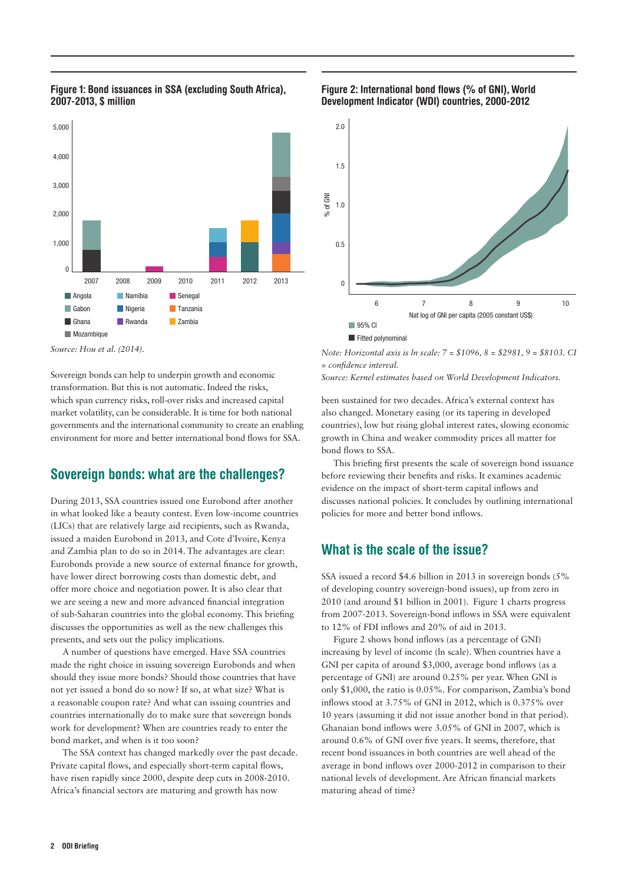**Figure 1: Bond issuances in SSA (excluding South Africa), 2007-2013, $ million**

*Source: Hou et al. (2014).*

Sovereign bonds can help to underpin growth and economic transformation. But this is not automatic. Indeed the risks, which span currency risks, roll-over risks and increased capital market volatility, can be considerable. It is time for both national governments and the international community to create an enabling environment for more and better international bond flows for SSA.

## Sovereign bonds: what are the challenges?

During 2013, SSA countries issued one Eurobond after another in what looked like a beauty contest. Even low-income countries (LICs) that are relatively large aid recipients, such as Rwanda, issued a maiden Eurobond in 2013, and Cote d'Ivoire, Kenya and Zambia plan to do so in 2014. The advantages are clear: Eurobonds provide a new source of external finance for growth, have lower direct borrowing costs than domestic debt, and offer more choice and negotiation power. It is also clear that we are seeing a new and more advanced financial integration of sub-Saharan countries into the global economy. This briefing discusses the opportunities as well as the new challenges this presents, and sets out the policy implications.

A number of questions have emerged. Have SSA countries made the right choice in issuing sovereign Eurobonds and when should they issue more bonds? Should those countries that have not yet issued a bond do so now? If so, at what size? What is a reasonable coupon rate? And what can issuing countries and countries internationally do to make sure that sovereign bonds work for development? When are countries ready to enter the bond market, and when is it too soon?

The SSA context has changed markedly over the past decade. Private capital flows, and especially short-term capital flows, have risen rapidly since 2000, despite deep cuts in 2008-2010. Africa's financial sectors are maturing and growth has now been sustained for two decades. Africa's external context has also changed. Monetary easing (or its tapering in developed countries), low but rising global interest rates, slowing economic growth in China and weaker commodity prices all matter for bond flows to SSA.

This briefing first presents the scale of sovereign bond issuance before reviewing their benefits and risks. It examines academic evidence on the impact of short-term capital inflows and discusses national policies. It concludes by outlining international policies for more and better bond inflows.

**Figure 2: International bond flows (% of GNI), World Development Indicator (WDI) countries, 2000-2012**

*Note: Horizontal axis is ln scale: 7 = $1096, 8 = $2981, 9 = $8103. CI = confidence interval.*
*Source: Kernel estimates based on World Development Indicators.*

## What is the scale of the issue?

SSA issued a record $4.6 billion in 2013 in sovereign bonds (5% of developing country sovereign-bond issues), up from zero in 2010 (and around $1 billion in 2001). Figure 1 charts progress from 2007-2013. Sovereign-bond inflows in SSA were equivalent to 12% of FDI inflows and 20% of aid in 2013.

Figure 2 shows bond inflows (as a percentage of GNI) increasing by level of income (ln scale). When countries have a GNI per capita of around $3,000, average bond inflows (as a percentage of GNI) are around 0.25% per year. When GNI is only $1,000, the ratio is 0.05%. For comparison, Zambia's bond inflows stood at 3.75% of GNI in 2012, which is 0.375% over 10 years (assuming it did not issue another bond in that period). Ghanaian bond inflows were 3.05% of GNI in 2007, which is around 0.6% of GNI over five years. It seems, therefore, that recent bond issuances in both countries are well ahead of the average in bond inflows over 2000-2012 in comparison to their national levels of development. Are African financial markets maturing ahead of time?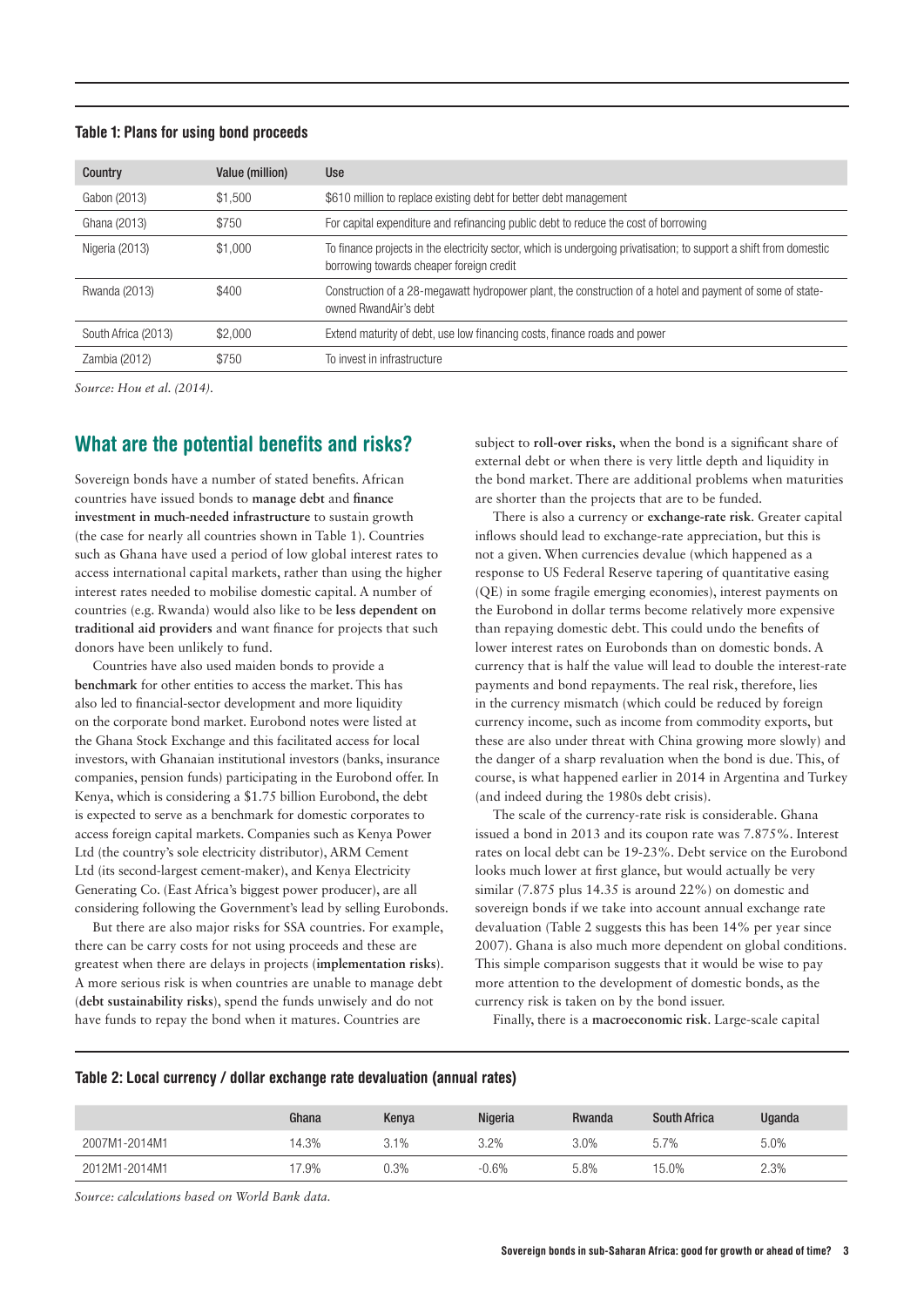**Table 1: Plans for using bond proceeds**

| Country | Value (million) | Use |
|---|---|---|
| Gabon (2013) | $1,500 | $610 million to replace existing debt for better debt management |
| Ghana (2013) | $750 | For capital expenditure and refinancing public debt to reduce the cost of borrowing |
| Nigeria (2013) | $1,000 | To finance projects in the electricity sector, which is undergoing privatisation; to support a shift from domestic borrowing towards cheaper foreign credit |
| Rwanda (2013) | $400 | Construction of a 28-megawatt hydropower plant, the construction of a hotel and payment of some of state-owned RwandAir's debt |
| South Africa (2013) | $2,000 | Extend maturity of debt, use low financing costs, finance roads and power |
| Zambia (2012) | $750 | To invest in infrastructure |

*Source: Hou et al. (2014).*

## What are the potential benefits and risks?

Sovereign bonds have a number of stated benefits. African countries have issued bonds to **manage debt** and **finance investment in much-needed infrastructure** to sustain growth (the case for nearly all countries shown in Table 1). Countries such as Ghana have used a period of low global interest rates to access international capital markets, rather than using the higher interest rates needed to mobilise domestic capital. A number of countries (e.g. Rwanda) would also like to be **less dependent on traditional aid providers** and want finance for projects that such donors have been unlikely to fund.

Countries have also used maiden bonds to provide a **benchmark** for other entities to access the market. This has also led to financial-sector development and more liquidity on the corporate bond market. Eurobond notes were listed at the Ghana Stock Exchange and this facilitated access for local investors, with Ghanaian institutional investors (banks, insurance companies, pension funds) participating in the Eurobond offer. In Kenya, which is considering a $1.75 billion Eurobond, the debt is expected to serve as a benchmark for domestic corporates to access foreign capital markets. Companies such as Kenya Power Ltd (the country's sole electricity distributor), ARM Cement Ltd (its second-largest cement-maker), and Kenya Electricity Generating Co. (East Africa's biggest power producer), are all considering following the Government's lead by selling Eurobonds.

But there are also major risks for SSA countries. For example, there can be carry costs for not using proceeds and these are greatest when there are delays in projects (**implementation risks**). A more serious risk is when countries are unable to manage debt (**debt sustainability risks**), spend the funds unwisely and do not have funds to repay the bond when it matures. Countries are subject to **roll-over risks,** when the bond is a significant share of external debt or when there is very little depth and liquidity in the bond market. There are additional problems when maturities are shorter than the projects that are to be funded.

There is also a currency or **exchange-rate risk**. Greater capital inflows should lead to exchange-rate appreciation, but this is not a given. When currencies devalue (which happened as a response to US Federal Reserve tapering of quantitative easing (QE) in some fragile emerging economies), interest payments on the Eurobond in dollar terms become relatively more expensive than repaying domestic debt. This could undo the benefits of lower interest rates on Eurobonds than on domestic bonds. A currency that is half the value will lead to double the interest-rate payments and bond repayments. The real risk, therefore, lies in the currency mismatch (which could be reduced by foreign currency income, such as income from commodity exports, but these are also under threat with China growing more slowly) and the danger of a sharp revaluation when the bond is due. This, of course, is what happened earlier in 2014 in Argentina and Turkey (and indeed during the 1980s debt crisis).

The scale of the currency-rate risk is considerable. Ghana issued a bond in 2013 and its coupon rate was 7.875%. Interest rates on local debt can be 19-23%. Debt service on the Eurobond looks much lower at first glance, but would actually be very similar (7.875 plus 14.35 is around 22%) on domestic and sovereign bonds if we take into account annual exchange rate devaluation (Table 2 suggests this has been 14% per year since 2007). Ghana is also much more dependent on global conditions. This simple comparison suggests that it would be wise to pay more attention to the development of domestic bonds, as the currency risk is taken on by the bond issuer.

Finally, there is a **macroeconomic risk**. Large-scale capital

**Table 2: Local currency / dollar exchange rate devaluation (annual rates)**

| | Ghana | Kenya | Nigeria | Rwanda | South Africa | Uganda |
|---|---|---|---|---|---|---|
| 2007M1-2014M1 | 14.3% | 3.1% | 3.2% | 3.0% | 5.7% | 5.0% |
| 2012M1-2014M1 | 17.9% | 0.3% | -0.6% | 5.8% | 15.0% | 2.3% |

*Source: calculations based on World Bank data.*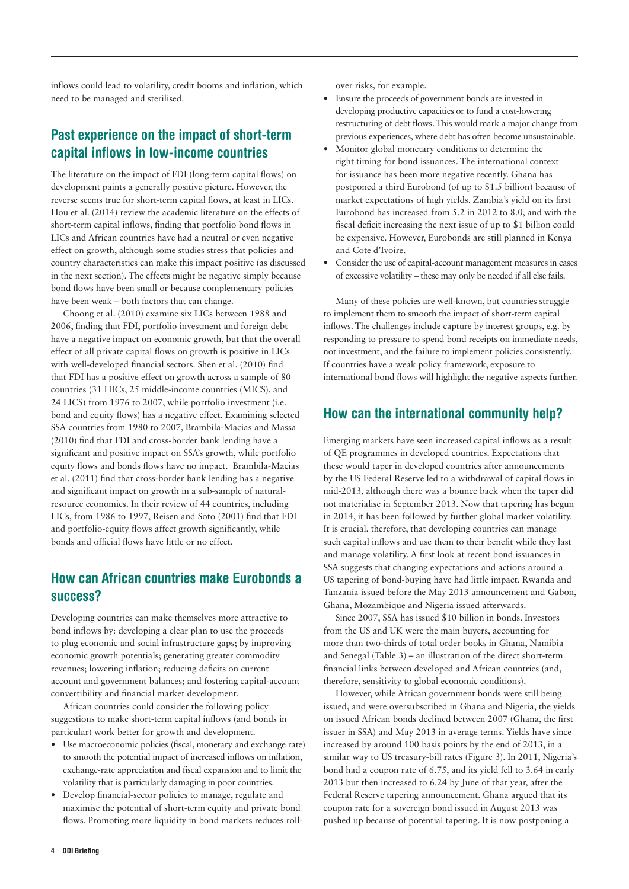inflows could lead to volatility, credit booms and inflation, which need to be managed and sterilised.

## Past experience on the impact of short-term capital inflows in low-income countries

The literature on the impact of FDI (long-term capital flows) on development paints a generally positive picture. However, the reverse seems true for short-term capital flows, at least in LICs. Hou et al. (2014) review the academic literature on the effects of short-term capital inflows, finding that portfolio bond flows in LICs and African countries have had a neutral or even negative effect on growth, although some studies stress that policies and country characteristics can make this impact positive (as discussed in the next section). The effects might be negative simply because bond flows have been small or because complementary policies have been weak – both factors that can change.

Choong et al. (2010) examine six LICs between 1988 and 2006, finding that FDI, portfolio investment and foreign debt have a negative impact on economic growth, but that the overall effect of all private capital flows on growth is positive in LICs with well-developed financial sectors. Shen et al. (2010) find that FDI has a positive effect on growth across a sample of 80 countries (31 HICs, 25 middle-income countries (MICS), and 24 LICS) from 1976 to 2007, while portfolio investment (i.e. bond and equity flows) has a negative effect. Examining selected SSA countries from 1980 to 2007, Brambila-Macias and Massa (2010) find that FDI and cross-border bank lending have a significant and positive impact on SSA's growth, while portfolio equity flows and bonds flows have no impact. Brambila-Macias et al. (2011) find that cross-border bank lending has a negative and significant impact on growth in a sub-sample of natural-resource economies. In their review of 44 countries, including LICs, from 1986 to 1997, Reisen and Soto (2001) find that FDI and portfolio-equity flows affect growth significantly, while bonds and official flows have little or no effect.

## How can African countries make Eurobonds a success?

Developing countries can make themselves more attractive to bond inflows by: developing a clear plan to use the proceeds to plug economic and social infrastructure gaps; by improving economic growth potentials; generating greater commodity revenues; lowering inflation; reducing deficits on current account and government balances; and fostering capital-account convertibility and financial market development.

African countries could consider the following policy suggestions to make short-term capital inflows (and bonds in particular) work better for growth and development.

- Use macroeconomic policies (fiscal, monetary and exchange rate) to smooth the potential impact of increased inflows on inflation, exchange-rate appreciation and fiscal expansion and to limit the volatility that is particularly damaging in poor countries.
- Develop financial-sector policies to manage, regulate and maximise the potential of short-term equity and private bond flows. Promoting more liquidity in bond markets reduces roll-over risks, for example.
- Ensure the proceeds of government bonds are invested in developing productive capacities or to fund a cost-lowering restructuring of debt flows. This would mark a major change from previous experiences, where debt has often become unsustainable.
- Monitor global monetary conditions to determine the right timing for bond issuances. The international context for issuance has been more negative recently. Ghana has postponed a third Eurobond (of up to $1.5 billion) because of market expectations of high yields. Zambia's yield on its first Eurobond has increased from 5.2 in 2012 to 8.0, and with the fiscal deficit increasing the next issue of up to $1 billion could be expensive. However, Eurobonds are still planned in Kenya and Cote d'Ivoire.
- Consider the use of capital-account management measures in cases of excessive volatility – these may only be needed if all else fails.

Many of these policies are well-known, but countries struggle to implement them to smooth the impact of short-term capital inflows. The challenges include capture by interest groups, e.g. by responding to pressure to spend bond receipts on immediate needs, not investment, and the failure to implement policies consistently. If countries have a weak policy framework, exposure to international bond flows will highlight the negative aspects further.

## How can the international community help?

Emerging markets have seen increased capital inflows as a result of QE programmes in developed countries. Expectations that these would taper in developed countries after announcements by the US Federal Reserve led to a withdrawal of capital flows in mid-2013, although there was a bounce back when the taper did not materialise in September 2013. Now that tapering has begun in 2014, it has been followed by further global market volatility. It is crucial, therefore, that developing countries can manage such capital inflows and use them to their benefit while they last and manage volatility. A first look at recent bond issuances in SSA suggests that changing expectations and actions around a US tapering of bond-buying have had little impact. Rwanda and Tanzania issued before the May 2013 announcement and Gabon, Ghana, Mozambique and Nigeria issued afterwards.

Since 2007, SSA has issued $10 billion in bonds. Investors from the US and UK were the main buyers, accounting for more than two-thirds of total order books in Ghana, Namibia and Senegal (Table 3) – an illustration of the direct short-term financial links between developed and African countries (and, therefore, sensitivity to global economic conditions).

However, while African government bonds were still being issued, and were oversubscribed in Ghana and Nigeria, the yields on issued African bonds declined between 2007 (Ghana, the first issuer in SSA) and May 2013 in average terms. Yields have since increased by around 100 basis points by the end of 2013, in a similar way to US treasury-bill rates (Figure 3). In 2011, Nigeria's bond had a coupon rate of 6.75, and its yield fell to 3.64 in early 2013 but then increased to 6.24 by June of that year, after the Federal Reserve tapering announcement. Ghana argued that its coupon rate for a sovereign bond issued in August 2013 was pushed up because of potential tapering. It is now postponing a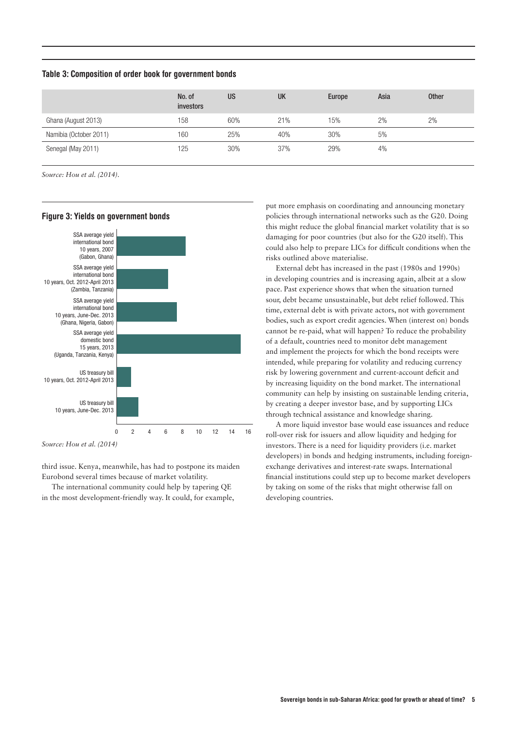**Table 3: Composition of order book for government bonds**

| | No. of investors | US | UK | Europe | Asia | Other |
|---|---|---|---|---|---|---|
| Ghana (August 2013) | 158 | 60% | 21% | 15% | 2% | 2% |
| Namibia (October 2011) | 160 | 25% | 40% | 30% | 5% | |
| Senegal (May 2011) | 125 | 30% | 37% | 29% | 4% | |

*Source: Hou et al. (2014).*

**Figure 3: Yields on government bonds**

SSA average yield international bond 10 years, 2007 (Gabon, Ghana)

SSA average yield international bond 10 years, Oct. 2012-April 2013 (Zambia, Tanzania)

SSA average yield international bond 10 years, June-Dec. 2013 (Ghana, Nigeria, Gabon)

SSA average yield domestic bond 15 years, 2013 (Uganda, Tanzania, Kenya)

US treasury bill 10 years, Oct. 2012-April 2013

US treasury bill 10 years, June-Dec. 2013

0 2 4 6 8 10 12 14 16

*Source: Hou et al. (2014)*

third issue. Kenya, meanwhile, has had to postpone its maiden Eurobond several times because of market volatility.

The international community could help by tapering QE in the most development-friendly way. It could, for example, put more emphasis on coordinating and announcing monetary policies through international networks such as the G20. Doing this might reduce the global financial market volatility that is so damaging for poor countries (but also for the G20 itself). This could also help to prepare LICs for difficult conditions when the risks outlined above materialise.

External debt has increased in the past (1980s and 1990s) in developing countries and is increasing again, albeit at a slow pace. Past experience shows that when the situation turned sour, debt became unsustainable, but debt relief followed. This time, external debt is with private actors, not with government bodies, such as export credit agencies. When (interest on) bonds cannot be re-paid, what will happen? To reduce the probability of a default, countries need to monitor debt management and implement the projects for which the bond receipts were intended, while preparing for volatility and reducing currency risk by lowering government and current-account deficit and by increasing liquidity on the bond market. The international community can help by insisting on sustainable lending criteria, by creating a deeper investor base, and by supporting LICs through technical assistance and knowledge sharing.

A more liquid investor base would ease issuances and reduce roll-over risk for issuers and allow liquidity and hedging for investors. There is a need for liquidity providers (i.e. market developers) in bonds and hedging instruments, including foreign-exchange derivatives and interest-rate swaps. International financial institutions could step up to become market developers by taking on some of the risks that might otherwise fall on developing countries.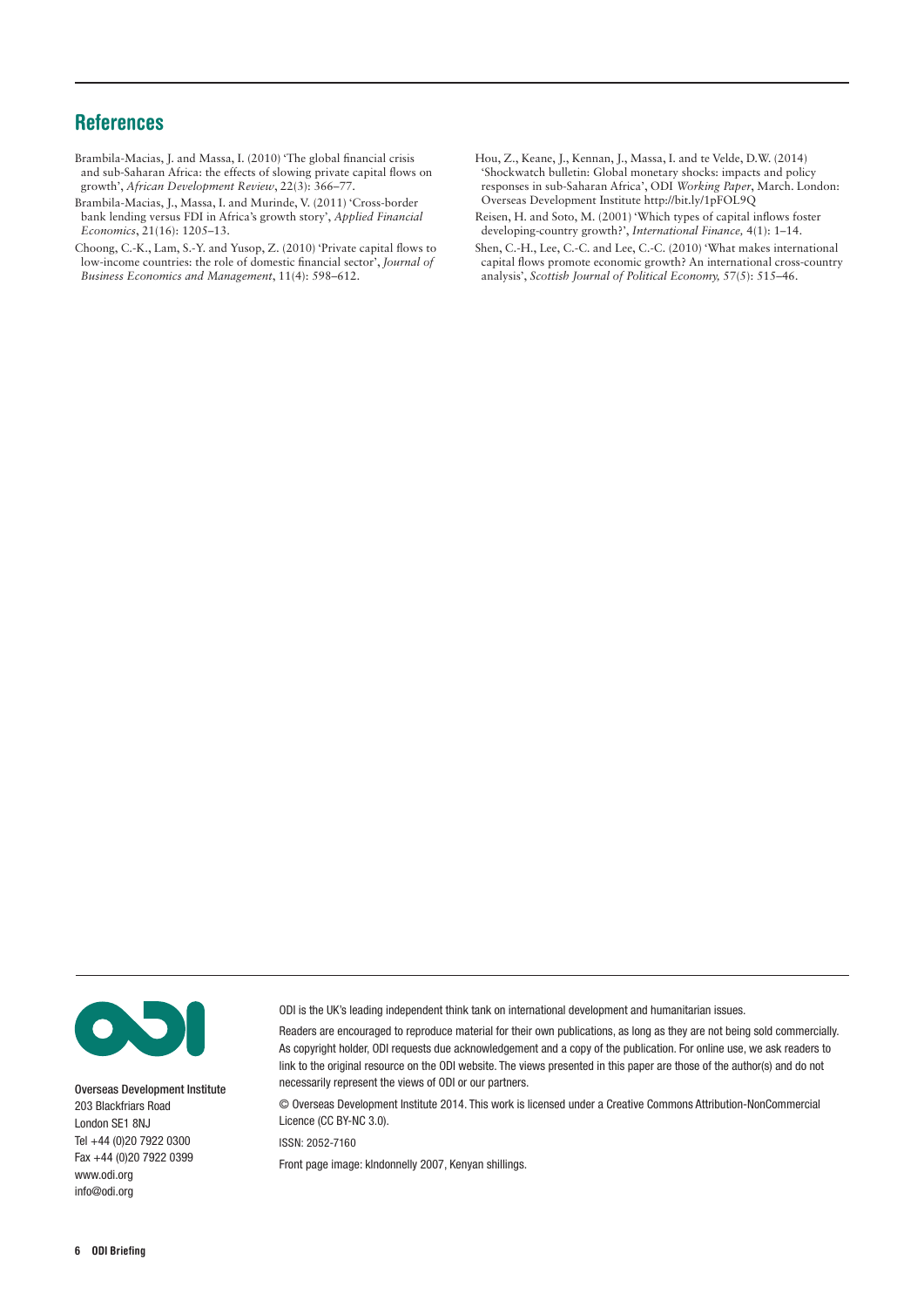## References

Brambila-Macias, J. and Massa, I. (2010) 'The global financial crisis and sub-Saharan Africa: the effects of slowing private capital flows on growth', *African Development Review*, 22(3): 366–77.

Brambila-Macias, J., Massa, I. and Murinde, V. (2011) 'Cross-border bank lending versus FDI in Africa's growth story', *Applied Financial Economics*, 21(16): 1205–13.

Choong, C.-K., Lam, S.-Y. and Yusop, Z. (2010) 'Private capital flows to low-income countries: the role of domestic financial sector', *Journal of Business Economics and Management*, 11(4): 598–612.

Hou, Z., Keane, J., Kennan, J., Massa, I. and te Velde, D.W. (2014) 'Shockwatch bulletin: Global monetary shocks: impacts and policy responses in sub-Saharan Africa', ODI *Working Paper*, March. London: Overseas Development Institute http://bit.ly/1pFOL9Q

Reisen, H. and Soto, M. (2001) 'Which types of capital inflows foster developing-country growth?', *International Finance,* 4(1): 1–14.

Shen, C.-H., Lee, C.-C. and Lee, C.-C. (2010) 'What makes international capital flows promote economic growth? An international cross-country analysis', *Scottish Journal of Political Economy,* 57(5): 515–46.

Overseas Development Institute
203 Blackfriars Road
London SE1 8NJ
Tel +44 (0)20 7922 0300
Fax +44 (0)20 7922 0399
www.odi.org
info@odi.org

ODI is the UK's leading independent think tank on international development and humanitarian issues.

Readers are encouraged to reproduce material for their own publications, as long as they are not being sold commercially. As copyright holder, ODI requests due acknowledgement and a copy of the publication. For online use, we ask readers to link to the original resource on the ODI website. The views presented in this paper are those of the author(s) and do not necessarily represent the views of ODI or our partners.

© Overseas Development Institute 2014. This work is licensed under a Creative Commons Attribution-NonCommercial Licence (CC BY-NC 3.0).

ISSN: 2052-7160

Front page image: kIndonnelly 2007, Kenyan shillings.